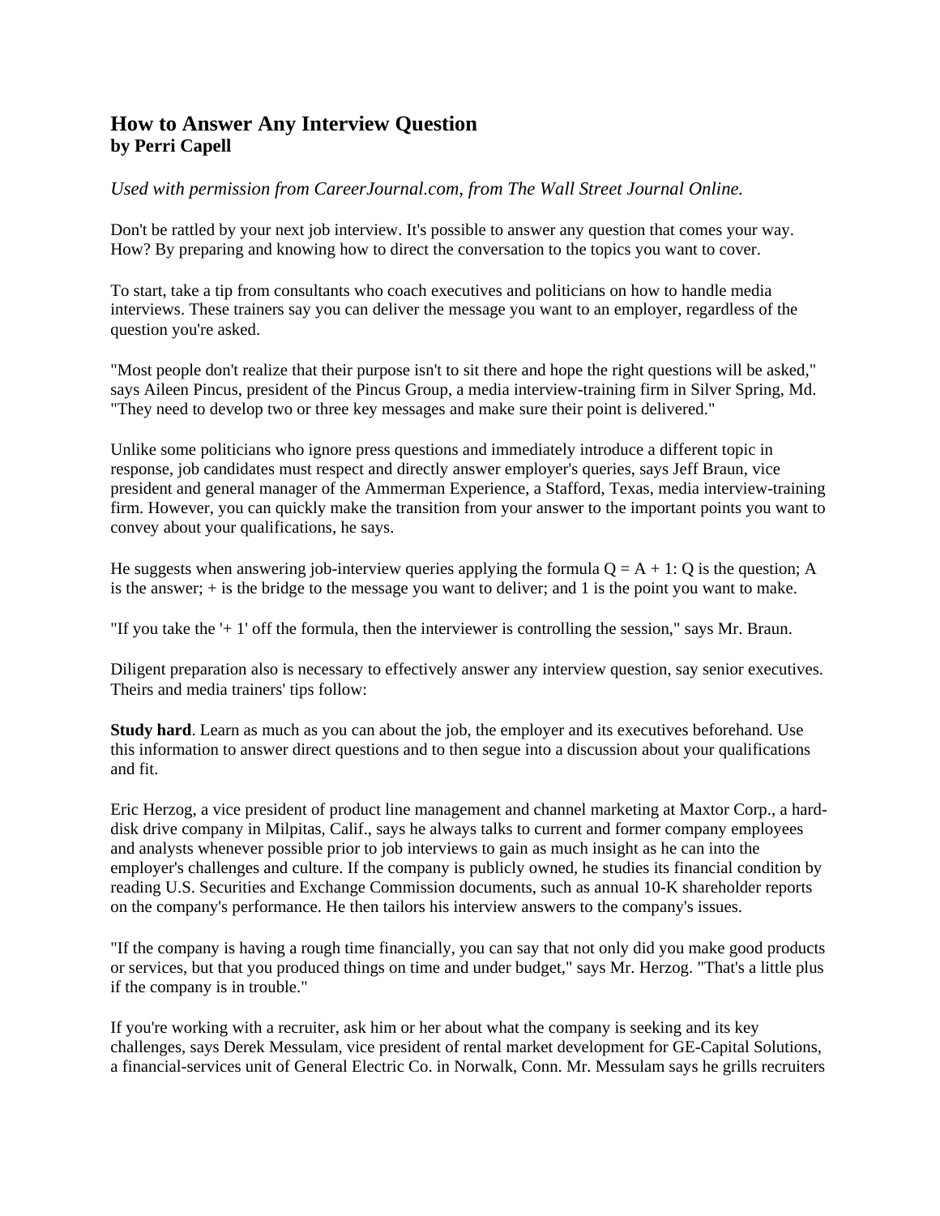# How to Answer Any Interview Question
**by Perri Capell**

*Used with permission from CareerJournal.com, from The Wall Street Journal Online.*

Don't be rattled by your next job interview. It's possible to answer any question that comes your way. How? By preparing and knowing how to direct the conversation to the topics you want to cover.

To start, take a tip from consultants who coach executives and politicians on how to handle media interviews. These trainers say you can deliver the message you want to an employer, regardless of the question you're asked.

"Most people don't realize that their purpose isn't to sit there and hope the right questions will be asked," says Aileen Pincus, president of the Pincus Group, a media interview-training firm in Silver Spring, Md. "They need to develop two or three key messages and make sure their point is delivered."

Unlike some politicians who ignore press questions and immediately introduce a different topic in response, job candidates must respect and directly answer employer's queries, says Jeff Braun, vice president and general manager of the Ammerman Experience, a Stafford, Texas, media interview-training firm. However, you can quickly make the transition from your answer to the important points you want to convey about your qualifications, he says.

He suggests when answering job-interview queries applying the formula $Q = A + 1$: Q is the question; A is the answer; + is the bridge to the message you want to deliver; and 1 is the point you want to make.

"If you take the '+ 1' off the formula, then the interviewer is controlling the session," says Mr. Braun.

Diligent preparation also is necessary to effectively answer any interview question, say senior executives. Theirs and media trainers' tips follow:

**Study hard**. Learn as much as you can about the job, the employer and its executives beforehand. Use this information to answer direct questions and to then segue into a discussion about your qualifications and fit.

Eric Herzog, a vice president of product line management and channel marketing at Maxtor Corp., a hard-disk drive company in Milpitas, Calif., says he always talks to current and former company employees and analysts whenever possible prior to job interviews to gain as much insight as he can into the employer's challenges and culture. If the company is publicly owned, he studies its financial condition by reading U.S. Securities and Exchange Commission documents, such as annual 10-K shareholder reports on the company's performance. He then tailors his interview answers to the company's issues.

"If the company is having a rough time financially, you can say that not only did you make good products or services, but that you produced things on time and under budget," says Mr. Herzog. "That's a little plus if the company is in trouble."

If you're working with a recruiter, ask him or her about what the company is seeking and its key challenges, says Derek Messulam, vice president of rental market development for GE-Capital Solutions, a financial-services unit of General Electric Co. in Norwalk, Conn. Mr. Messulam says he grills recruiters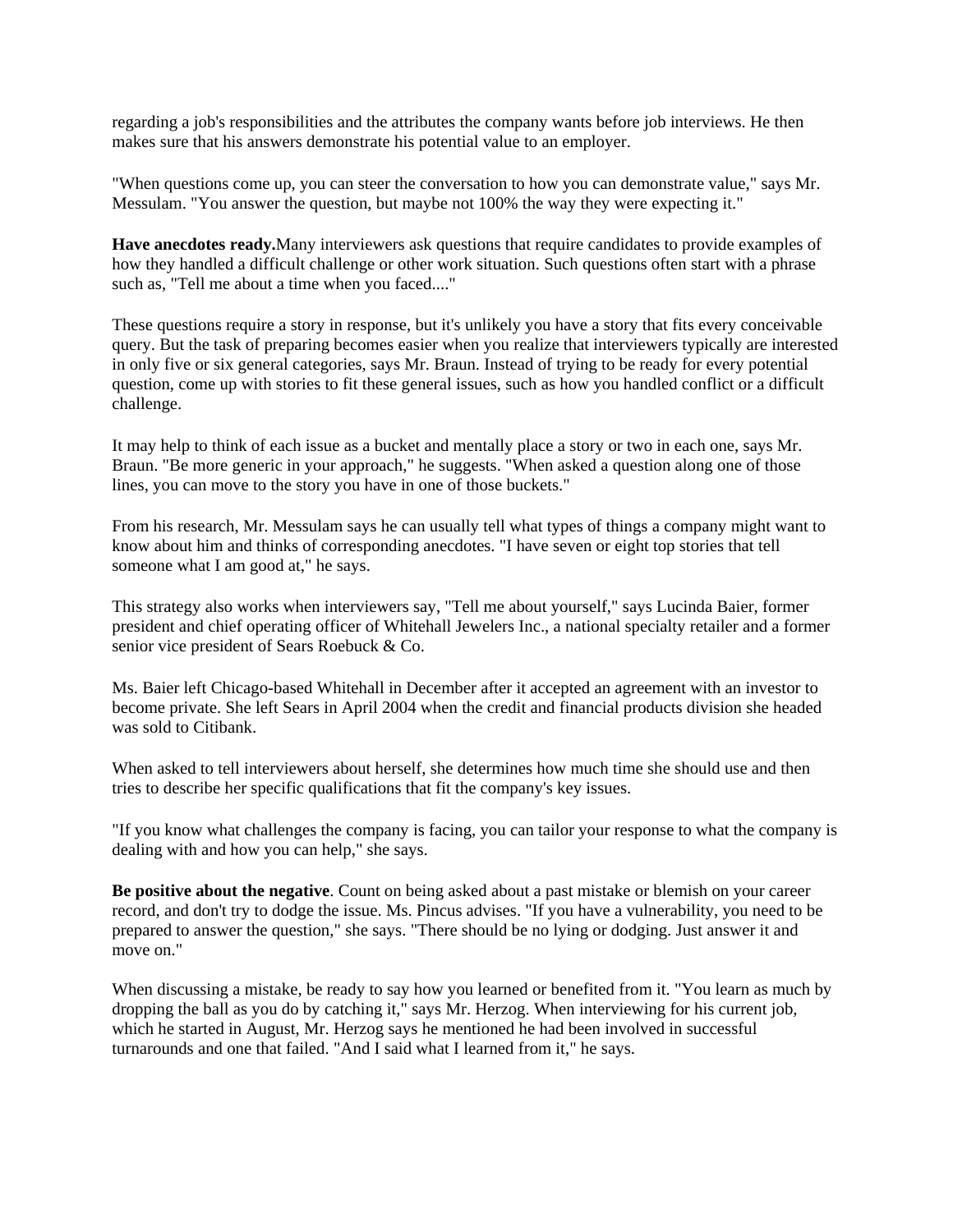regarding a job's responsibilities and the attributes the company wants before job interviews. He then makes sure that his answers demonstrate his potential value to an employer.

"When questions come up, you can steer the conversation to how you can demonstrate value," says Mr. Messulam. "You answer the question, but maybe not 100% the way they were expecting it."

**Have anecdotes ready.**Many interviewers ask questions that require candidates to provide examples of how they handled a difficult challenge or other work situation. Such questions often start with a phrase such as, "Tell me about a time when you faced...."

These questions require a story in response, but it's unlikely you have a story that fits every conceivable query. But the task of preparing becomes easier when you realize that interviewers typically are interested in only five or six general categories, says Mr. Braun. Instead of trying to be ready for every potential question, come up with stories to fit these general issues, such as how you handled conflict or a difficult challenge.

It may help to think of each issue as a bucket and mentally place a story or two in each one, says Mr. Braun. "Be more generic in your approach," he suggests. "When asked a question along one of those lines, you can move to the story you have in one of those buckets."

From his research, Mr. Messulam says he can usually tell what types of things a company might want to know about him and thinks of corresponding anecdotes. "I have seven or eight top stories that tell someone what I am good at," he says.

This strategy also works when interviewers say, "Tell me about yourself," says Lucinda Baier, former president and chief operating officer of Whitehall Jewelers Inc., a national specialty retailer and a former senior vice president of Sears Roebuck & Co.

Ms. Baier left Chicago-based Whitehall in December after it accepted an agreement with an investor to become private. She left Sears in April 2004 when the credit and financial products division she headed was sold to Citibank.

When asked to tell interviewers about herself, she determines how much time she should use and then tries to describe her specific qualifications that fit the company's key issues.

"If you know what challenges the company is facing, you can tailor your response to what the company is dealing with and how you can help," she says.

**Be positive about the negative**. Count on being asked about a past mistake or blemish on your career record, and don't try to dodge the issue. Ms. Pincus advises. "If you have a vulnerability, you need to be prepared to answer the question," she says. "There should be no lying or dodging. Just answer it and move on."

When discussing a mistake, be ready to say how you learned or benefited from it. "You learn as much by dropping the ball as you do by catching it," says Mr. Herzog. When interviewing for his current job, which he started in August, Mr. Herzog says he mentioned he had been involved in successful turnarounds and one that failed. "And I said what I learned from it," he says.